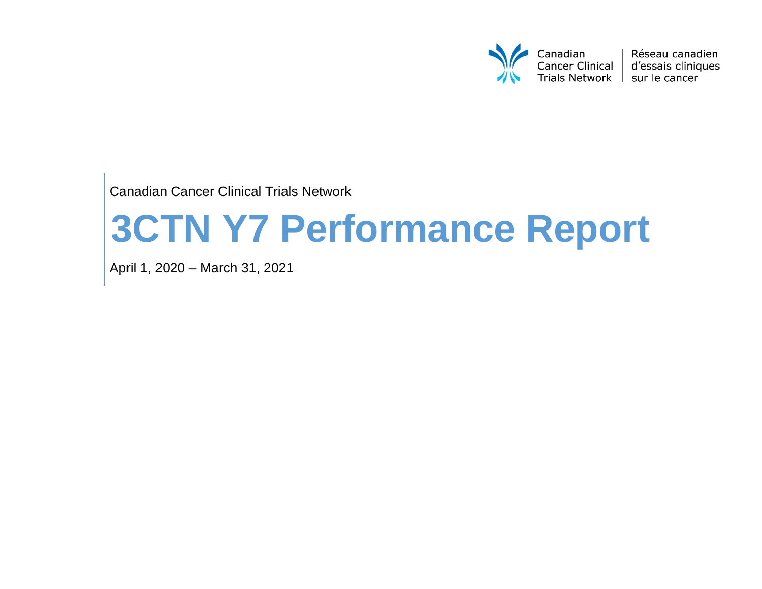Canadian Cancer Clinical Trials Network | Réseau canadien d'essais cliniques sur le cancer

Canadian Cancer Clinical Trials Network

# 3CTN Y7 Performance Report

April 1, 2020 – March 31, 2021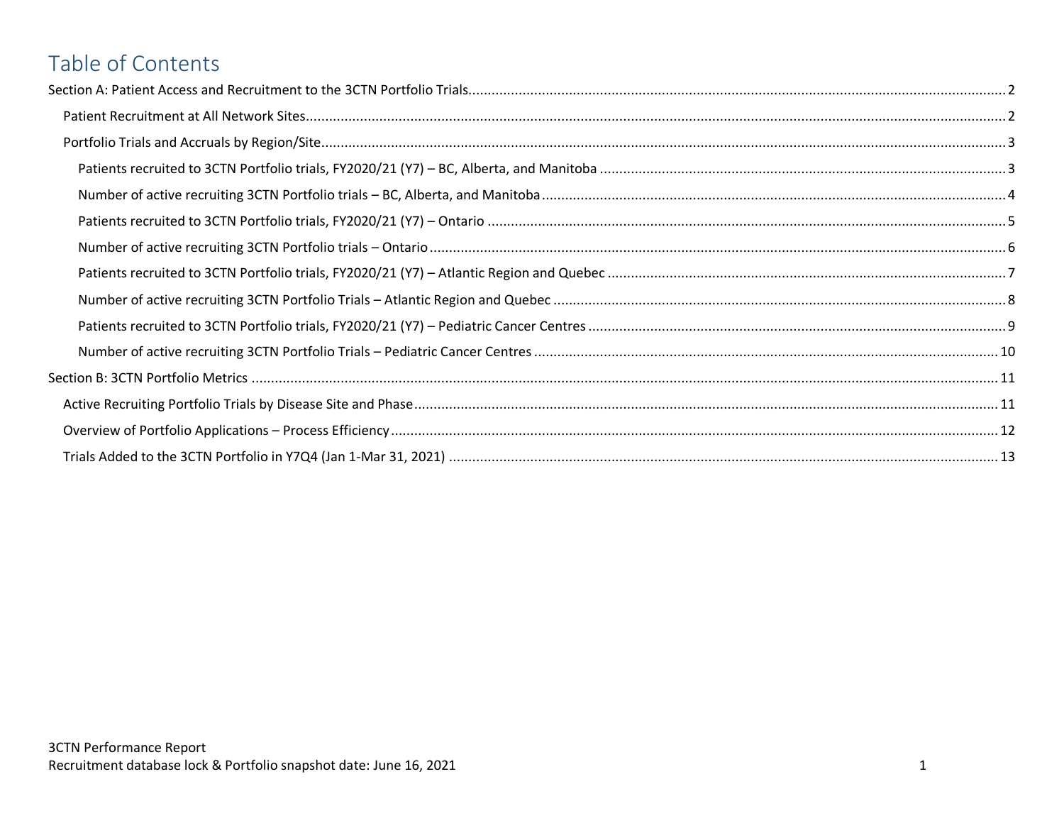# Table of Contents

Section A: Patient Access and Recruitment to the 3CTN Portfolio Trials .......... 2

- Patient Recruitment at All Network Sites .......... 2
- Portfolio Trials and Accruals by Region/Site .......... 3
  - Patients recruited to 3CTN Portfolio trials, FY2020/21 (Y7) – BC, Alberta, and Manitoba .......... 3
  - Number of active recruiting 3CTN Portfolio trials – BC, Alberta, and Manitoba .......... 4
  - Patients recruited to 3CTN Portfolio trials, FY2020/21 (Y7) – Ontario .......... 5
  - Number of active recruiting 3CTN Portfolio trials – Ontario .......... 6
  - Patients recruited to 3CTN Portfolio trials, FY2020/21 (Y7) – Atlantic Region and Quebec .......... 7
  - Number of active recruiting 3CTN Portfolio Trials – Atlantic Region and Quebec .......... 8
  - Patients recruited to 3CTN Portfolio trials, FY2020/21 (Y7) – Pediatric Cancer Centres .......... 9
  - Number of active recruiting 3CTN Portfolio Trials – Pediatric Cancer Centres .......... 10

Section B: 3CTN Portfolio Metrics .......... 11

- Active Recruiting Portfolio Trials by Disease Site and Phase .......... 11
- Overview of Portfolio Applications – Process Efficiency .......... 12
- Trials Added to the 3CTN Portfolio in Y7Q4 (Jan 1-Mar 31, 2021) .......... 13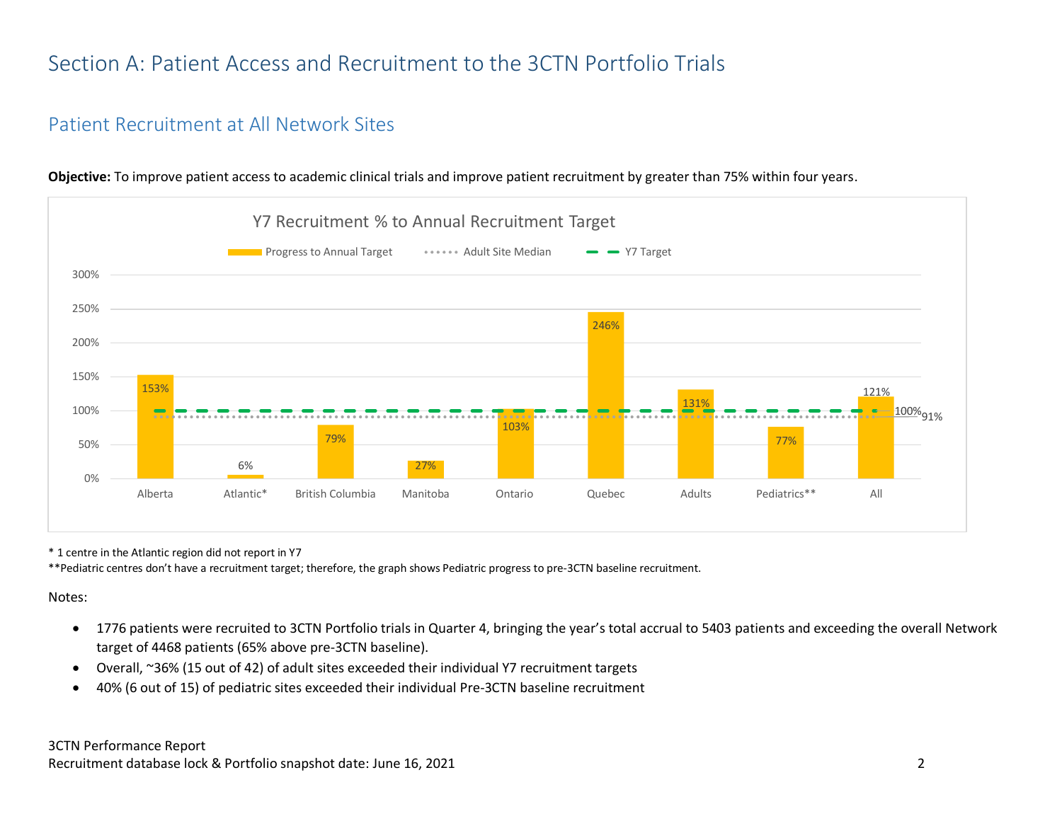# Section A: Patient Access and Recruitment to the 3CTN Portfolio Trials

## Patient Recruitment at All Network Sites

**Objective:** To improve patient access to academic clinical trials and improve patient recruitment by greater than 75% within four years.

Y7 Recruitment % to Annual Recruitment Target

| | Alberta | Atlantic* | British Columbia | Manitoba | Ontario | Quebec | Adults | Pediatrics** | All |
|---|---|---|---|---|---|---|---|---|---|
| Progress to Annual Target | 153% | 6% | 79% | 27% | 103% | 246% | 131% | 77% | 121% |

Adult Site Median: 91%; Y7 Target: 100%

\* 1 centre in the Atlantic region did not report in Y7

**Pediatric centres don't have a recruitment target; therefore, the graph shows Pediatric progress to pre-3CTN baseline recruitment.

Notes:

- 1776 patients were recruited to 3CTN Portfolio trials in Quarter 4, bringing the year's total accrual to 5403 patients and exceeding the overall Network target of 4468 patients (65% above pre-3CTN baseline).
- Overall, ~36% (15 out of 42) of adult sites exceeded their individual Y7 recruitment targets
- 40% (6 out of 15) of pediatric sites exceeded their individual Pre-3CTN baseline recruitment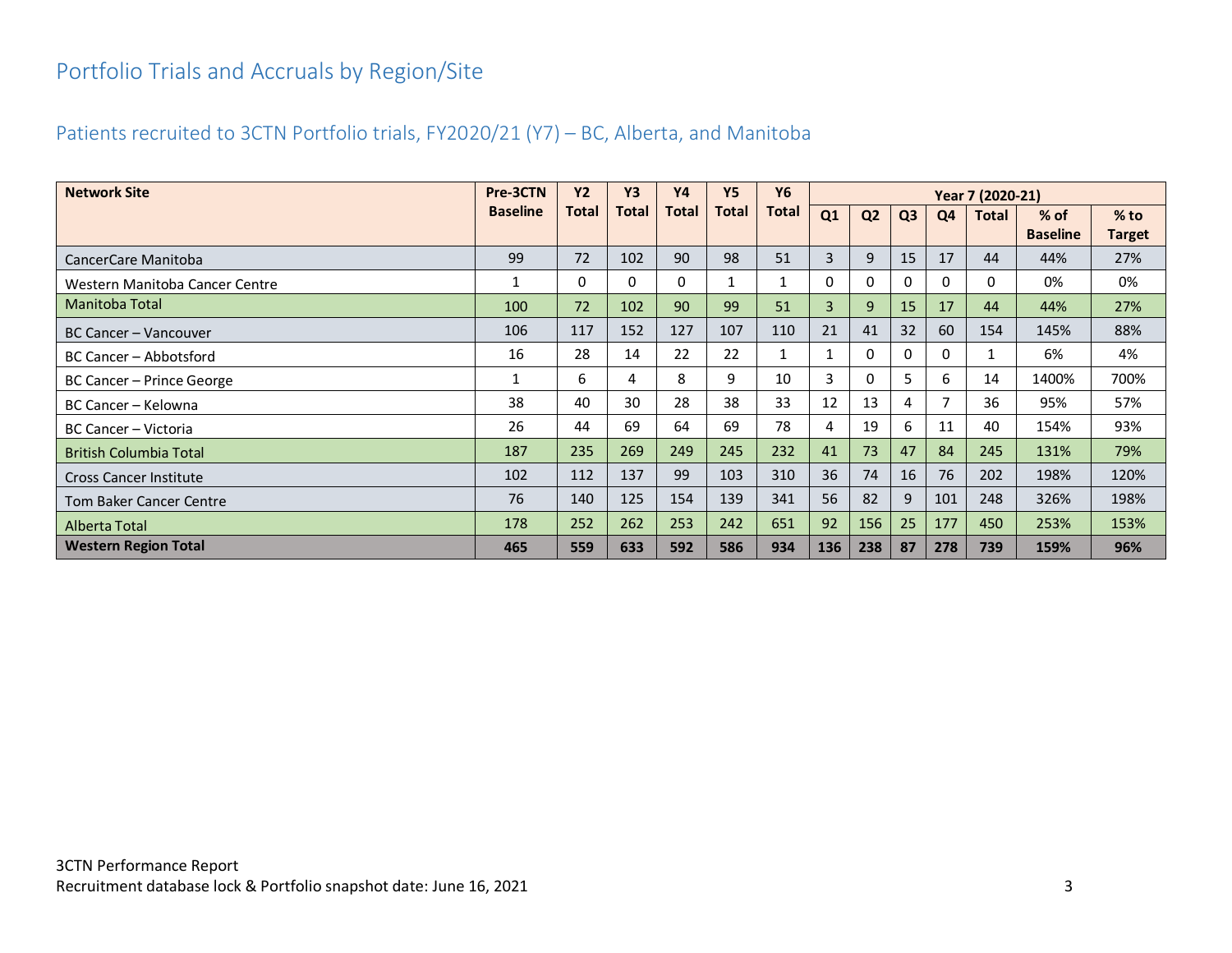# Portfolio Trials and Accruals by Region/Site

## Patients recruited to 3CTN Portfolio trials, FY2020/21 (Y7) – BC, Alberta, and Manitoba

| Network Site | Pre-3CTN Baseline | Y2 Total | Y3 Total | Y4 Total | Y5 Total | Y6 Total | Year 7 (2020-21) | | | | | | |
|---|---|---|---|---|---|---|---|---|---|---|---|---|---|
| | | | | | | | Q1 | Q2 | Q3 | Q4 | Total | % of Baseline | % to Target |
| CancerCare Manitoba | 99 | 72 | 102 | 90 | 98 | 51 | 3 | 9 | 15 | 17 | 44 | 44% | 27% |
| Western Manitoba Cancer Centre | 1 | 0 | 0 | 0 | 1 | 1 | 0 | 0 | 0 | 0 | 0 | 0% | 0% |
| Manitoba Total | 100 | 72 | 102 | 90 | 99 | 51 | 3 | 9 | 15 | 17 | 44 | 44% | 27% |
| BC Cancer – Vancouver | 106 | 117 | 152 | 127 | 107 | 110 | 21 | 41 | 32 | 60 | 154 | 145% | 88% |
| BC Cancer – Abbotsford | 16 | 28 | 14 | 22 | 22 | 1 | 1 | 0 | 0 | 0 | 1 | 6% | 4% |
| BC Cancer – Prince George | 1 | 6 | 4 | 8 | 9 | 10 | 3 | 0 | 5 | 6 | 14 | 1400% | 700% |
| BC Cancer – Kelowna | 38 | 40 | 30 | 28 | 38 | 33 | 12 | 13 | 4 | 7 | 36 | 95% | 57% |
| BC Cancer – Victoria | 26 | 44 | 69 | 64 | 69 | 78 | 4 | 19 | 6 | 11 | 40 | 154% | 93% |
| British Columbia Total | 187 | 235 | 269 | 249 | 245 | 232 | 41 | 73 | 47 | 84 | 245 | 131% | 79% |
| Cross Cancer Institute | 102 | 112 | 137 | 99 | 103 | 310 | 36 | 74 | 16 | 76 | 202 | 198% | 120% |
| Tom Baker Cancer Centre | 76 | 140 | 125 | 154 | 139 | 341 | 56 | 82 | 9 | 101 | 248 | 326% | 198% |
| Alberta Total | 178 | 252 | 262 | 253 | 242 | 651 | 92 | 156 | 25 | 177 | 450 | 253% | 153% |
| **Western Region Total** | **465** | **559** | **633** | **592** | **586** | **934** | **136** | **238** | **87** | **278** | **739** | **159%** | **96%** |

3CTN Performance Report
Recruitment database lock & Portfolio snapshot date: June 16, 2021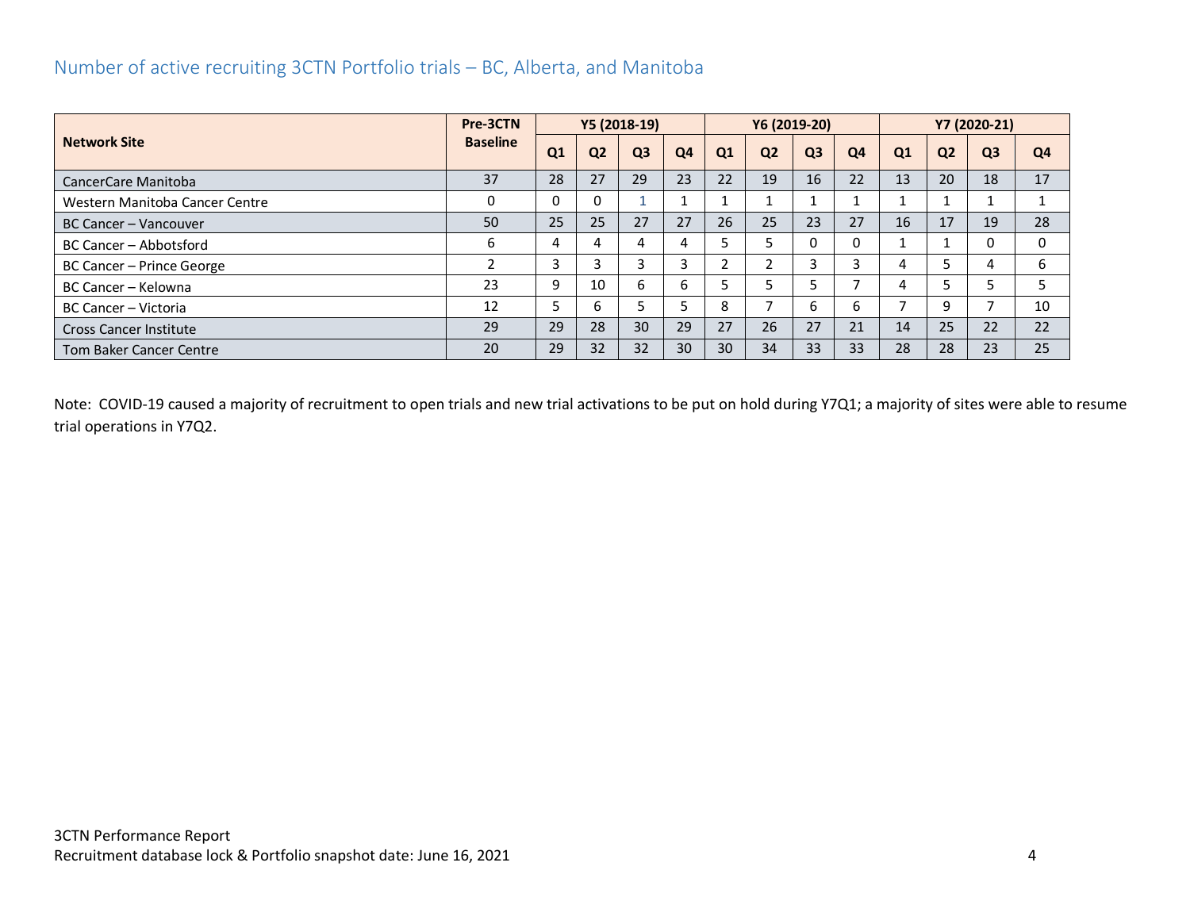## Number of active recruiting 3CTN Portfolio trials – BC, Alberta, and Manitoba

| Network Site | Pre-3CTN Baseline | Y5 (2018-19) | | | | Y6 (2019-20) | | | | Y7 (2020-21) | | | |
|---|---|---|---|---|---|---|---|---|---|---|---|---|---|
| | | Q1 | Q2 | Q3 | Q4 | Q1 | Q2 | Q3 | Q4 | Q1 | Q2 | Q3 | Q4 |
| CancerCare Manitoba | 37 | 28 | 27 | 29 | 23 | 22 | 19 | 16 | 22 | 13 | 20 | 18 | 17 |
| Western Manitoba Cancer Centre | 0 | 0 | 0 | 1 | 1 | 1 | 1 | 1 | 1 | 1 | 1 | 1 | 1 |
| BC Cancer – Vancouver | 50 | 25 | 25 | 27 | 27 | 26 | 25 | 23 | 27 | 16 | 17 | 19 | 28 |
| BC Cancer – Abbotsford | 6 | 4 | 4 | 4 | 4 | 5 | 5 | 0 | 0 | 1 | 1 | 0 | 0 |
| BC Cancer – Prince George | 2 | 3 | 3 | 3 | 3 | 2 | 2 | 3 | 3 | 4 | 5 | 4 | 6 |
| BC Cancer – Kelowna | 23 | 9 | 10 | 6 | 6 | 5 | 5 | 5 | 7 | 4 | 5 | 5 | 5 |
| BC Cancer – Victoria | 12 | 5 | 6 | 5 | 5 | 8 | 7 | 6 | 6 | 7 | 9 | 7 | 10 |
| Cross Cancer Institute | 29 | 29 | 28 | 30 | 29 | 27 | 26 | 27 | 21 | 14 | 25 | 22 | 22 |
| Tom Baker Cancer Centre | 20 | 29 | 32 | 32 | 30 | 30 | 34 | 33 | 33 | 28 | 28 | 23 | 25 |

Note: COVID-19 caused a majority of recruitment to open trials and new trial activations to be put on hold during Y7Q1; a majority of sites were able to resume trial operations in Y7Q2.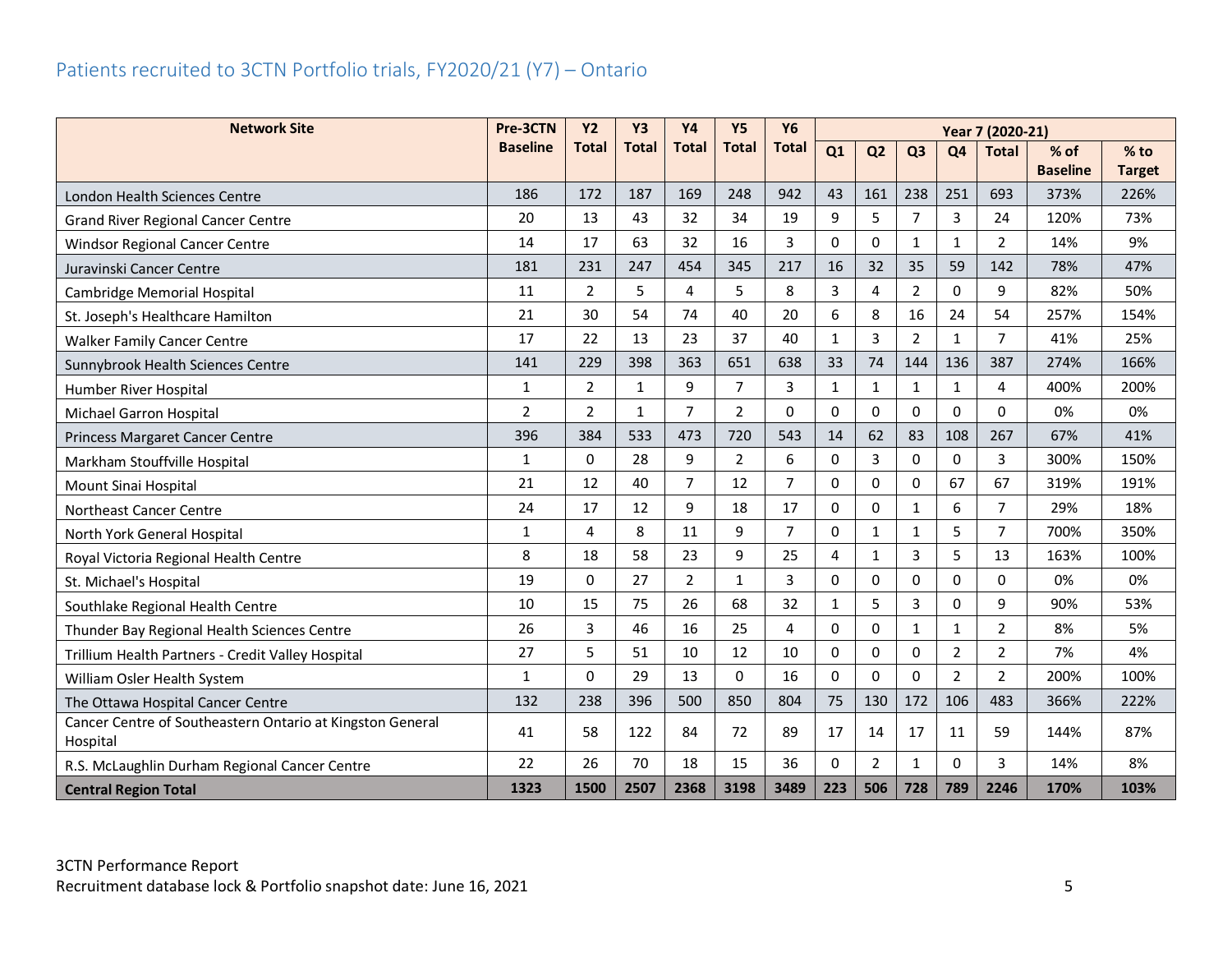## Patients recruited to 3CTN Portfolio trials, FY2020/21 (Y7) – Ontario

| Network Site | Pre-3CTN Baseline | Y2 Total | Y3 Total | Y4 Total | Y5 Total | Y6 Total | Year 7 (2020-21) | | | | | | |
|---|---|---|---|---|---|---|---|---|---|---|---|---|---|
| | | | | | | | Q1 | Q2 | Q3 | Q4 | Total | % of Baseline | % to Target |
| London Health Sciences Centre | 186 | 172 | 187 | 169 | 248 | 942 | 43 | 161 | 238 | 251 | 693 | 373% | 226% |
| Grand River Regional Cancer Centre | 20 | 13 | 43 | 32 | 34 | 19 | 9 | 5 | 7 | 3 | 24 | 120% | 73% |
| Windsor Regional Cancer Centre | 14 | 17 | 63 | 32 | 16 | 3 | 0 | 0 | 1 | 1 | 2 | 14% | 9% |
| Juravinski Cancer Centre | 181 | 231 | 247 | 454 | 345 | 217 | 16 | 32 | 35 | 59 | 142 | 78% | 47% |
| Cambridge Memorial Hospital | 11 | 2 | 5 | 4 | 5 | 8 | 3 | 4 | 2 | 0 | 9 | 82% | 50% |
| St. Joseph's Healthcare Hamilton | 21 | 30 | 54 | 74 | 40 | 20 | 6 | 8 | 16 | 24 | 54 | 257% | 154% |
| Walker Family Cancer Centre | 17 | 22 | 13 | 23 | 37 | 40 | 1 | 3 | 2 | 1 | 7 | 41% | 25% |
| Sunnybrook Health Sciences Centre | 141 | 229 | 398 | 363 | 651 | 638 | 33 | 74 | 144 | 136 | 387 | 274% | 166% |
| Humber River Hospital | 1 | 2 | 1 | 9 | 7 | 3 | 1 | 1 | 1 | 1 | 4 | 400% | 200% |
| Michael Garron Hospital | 2 | 2 | 1 | 7 | 2 | 0 | 0 | 0 | 0 | 0 | 0 | 0% | 0% |
| Princess Margaret Cancer Centre | 396 | 384 | 533 | 473 | 720 | 543 | 14 | 62 | 83 | 108 | 267 | 67% | 41% |
| Markham Stouffville Hospital | 1 | 0 | 28 | 9 | 2 | 6 | 0 | 3 | 0 | 0 | 3 | 300% | 150% |
| Mount Sinai Hospital | 21 | 12 | 40 | 7 | 12 | 7 | 0 | 0 | 0 | 67 | 67 | 319% | 191% |
| Northeast Cancer Centre | 24 | 17 | 12 | 9 | 18 | 17 | 0 | 0 | 1 | 6 | 7 | 29% | 18% |
| North York General Hospital | 1 | 4 | 8 | 11 | 9 | 7 | 0 | 1 | 1 | 5 | 7 | 700% | 350% |
| Royal Victoria Regional Health Centre | 8 | 18 | 58 | 23 | 9 | 25 | 4 | 1 | 3 | 5 | 13 | 163% | 100% |
| St. Michael's Hospital | 19 | 0 | 27 | 2 | 1 | 3 | 0 | 0 | 0 | 0 | 0 | 0% | 0% |
| Southlake Regional Health Centre | 10 | 15 | 75 | 26 | 68 | 32 | 1 | 5 | 3 | 0 | 9 | 90% | 53% |
| Thunder Bay Regional Health Sciences Centre | 26 | 3 | 46 | 16 | 25 | 4 | 0 | 0 | 1 | 1 | 2 | 8% | 5% |
| Trillium Health Partners - Credit Valley Hospital | 27 | 5 | 51 | 10 | 12 | 10 | 0 | 0 | 0 | 2 | 2 | 7% | 4% |
| William Osler Health System | 1 | 0 | 29 | 13 | 0 | 16 | 0 | 0 | 0 | 2 | 2 | 200% | 100% |
| The Ottawa Hospital Cancer Centre | 132 | 238 | 396 | 500 | 850 | 804 | 75 | 130 | 172 | 106 | 483 | 366% | 222% |
| Cancer Centre of Southeastern Ontario at Kingston General Hospital | 41 | 58 | 122 | 84 | 72 | 89 | 17 | 14 | 17 | 11 | 59 | 144% | 87% |
| R.S. McLaughlin Durham Regional Cancer Centre | 22 | 26 | 70 | 18 | 15 | 36 | 0 | 2 | 1 | 0 | 3 | 14% | 8% |
| **Central Region Total** | **1323** | **1500** | **2507** | **2368** | **3198** | **3489** | **223** | **506** | **728** | **789** | **2246** | **170%** | **103%** |

3CTN Performance Report
Recruitment database lock & Portfolio snapshot date: June 16, 2021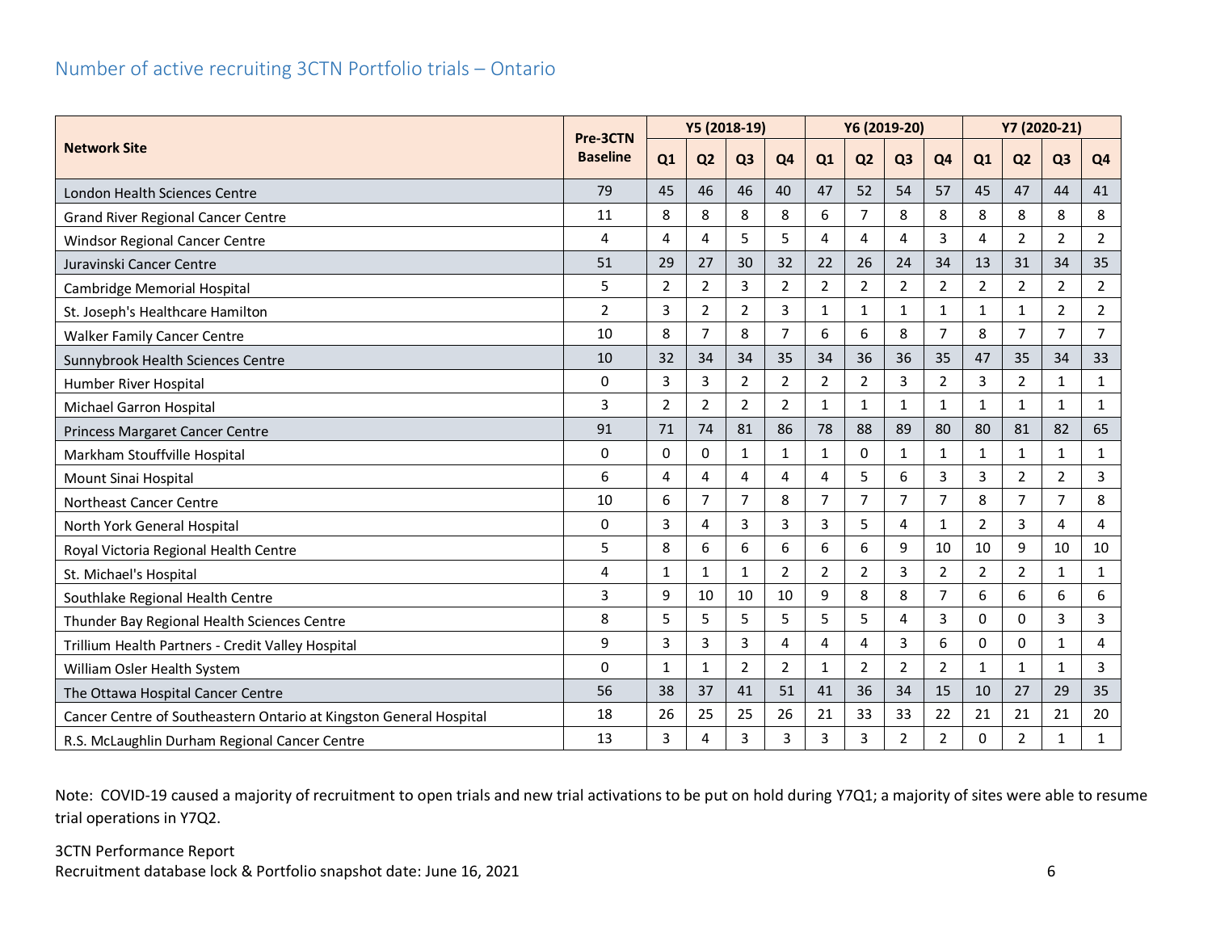## Number of active recruiting 3CTN Portfolio trials – Ontario

| Network Site | Pre-3CTN Baseline | Y5 (2018-19) | | | | Y6 (2019-20) | | | | Y7 (2020-21) | | | |
|---|---|---|---|---|---|---|---|---|---|---|---|---|---|
| | | Q1 | Q2 | Q3 | Q4 | Q1 | Q2 | Q3 | Q4 | Q1 | Q2 | Q3 | Q4 |
| London Health Sciences Centre | 79 | 45 | 46 | 46 | 40 | 47 | 52 | 54 | 57 | 45 | 47 | 44 | 41 |
| Grand River Regional Cancer Centre | 11 | 8 | 8 | 8 | 8 | 6 | 7 | 8 | 8 | 8 | 8 | 8 | 8 |
| Windsor Regional Cancer Centre | 4 | 4 | 4 | 5 | 5 | 4 | 4 | 4 | 3 | 4 | 2 | 2 | 2 |
| Juravinski Cancer Centre | 51 | 29 | 27 | 30 | 32 | 22 | 26 | 24 | 34 | 13 | 31 | 34 | 35 |
| Cambridge Memorial Hospital | 5 | 2 | 2 | 3 | 2 | 2 | 2 | 2 | 2 | 2 | 2 | 2 | 2 |
| St. Joseph's Healthcare Hamilton | 2 | 3 | 2 | 2 | 3 | 1 | 1 | 1 | 1 | 1 | 1 | 2 | 2 |
| Walker Family Cancer Centre | 10 | 8 | 7 | 8 | 7 | 6 | 6 | 8 | 7 | 8 | 7 | 7 | 7 |
| Sunnybrook Health Sciences Centre | 10 | 32 | 34 | 34 | 35 | 34 | 36 | 36 | 35 | 47 | 35 | 34 | 33 |
| Humber River Hospital | 0 | 3 | 3 | 2 | 2 | 2 | 2 | 3 | 2 | 3 | 2 | 1 | 1 |
| Michael Garron Hospital | 3 | 2 | 2 | 2 | 2 | 1 | 1 | 1 | 1 | 1 | 1 | 1 | 1 |
| Princess Margaret Cancer Centre | 91 | 71 | 74 | 81 | 86 | 78 | 88 | 89 | 80 | 80 | 81 | 82 | 65 |
| Markham Stouffville Hospital | 0 | 0 | 0 | 1 | 1 | 1 | 0 | 1 | 1 | 1 | 1 | 1 | 1 |
| Mount Sinai Hospital | 6 | 4 | 4 | 4 | 4 | 4 | 5 | 6 | 3 | 3 | 2 | 2 | 3 |
| Northeast Cancer Centre | 10 | 6 | 7 | 7 | 8 | 7 | 7 | 7 | 7 | 8 | 7 | 7 | 8 |
| North York General Hospital | 0 | 3 | 4 | 3 | 3 | 3 | 5 | 4 | 1 | 2 | 3 | 4 | 4 |
| Royal Victoria Regional Health Centre | 5 | 8 | 6 | 6 | 6 | 6 | 6 | 9 | 10 | 10 | 9 | 10 | 10 |
| St. Michael's Hospital | 4 | 1 | 1 | 1 | 2 | 2 | 2 | 3 | 2 | 2 | 2 | 1 | 1 |
| Southlake Regional Health Centre | 3 | 9 | 10 | 10 | 10 | 9 | 8 | 8 | 7 | 6 | 6 | 6 | 6 |
| Thunder Bay Regional Health Sciences Centre | 8 | 5 | 5 | 5 | 5 | 5 | 5 | 4 | 3 | 0 | 0 | 3 | 3 |
| Trillium Health Partners - Credit Valley Hospital | 9 | 3 | 3 | 3 | 4 | 4 | 4 | 3 | 6 | 0 | 0 | 1 | 4 |
| William Osler Health System | 0 | 1 | 1 | 2 | 2 | 1 | 2 | 2 | 2 | 1 | 1 | 1 | 3 |
| The Ottawa Hospital Cancer Centre | 56 | 38 | 37 | 41 | 51 | 41 | 36 | 34 | 15 | 10 | 27 | 29 | 35 |
| Cancer Centre of Southeastern Ontario at Kingston General Hospital | 18 | 26 | 25 | 25 | 26 | 21 | 33 | 33 | 22 | 21 | 21 | 21 | 20 |
| R.S. McLaughlin Durham Regional Cancer Centre | 13 | 3 | 4 | 3 | 3 | 3 | 3 | 2 | 2 | 0 | 2 | 1 | 1 |

Note: COVID-19 caused a majority of recruitment to open trials and new trial activations to be put on hold during Y7Q1; a majority of sites were able to resume trial operations in Y7Q2.

3CTN Performance Report
Recruitment database lock & Portfolio snapshot date: June 16, 2021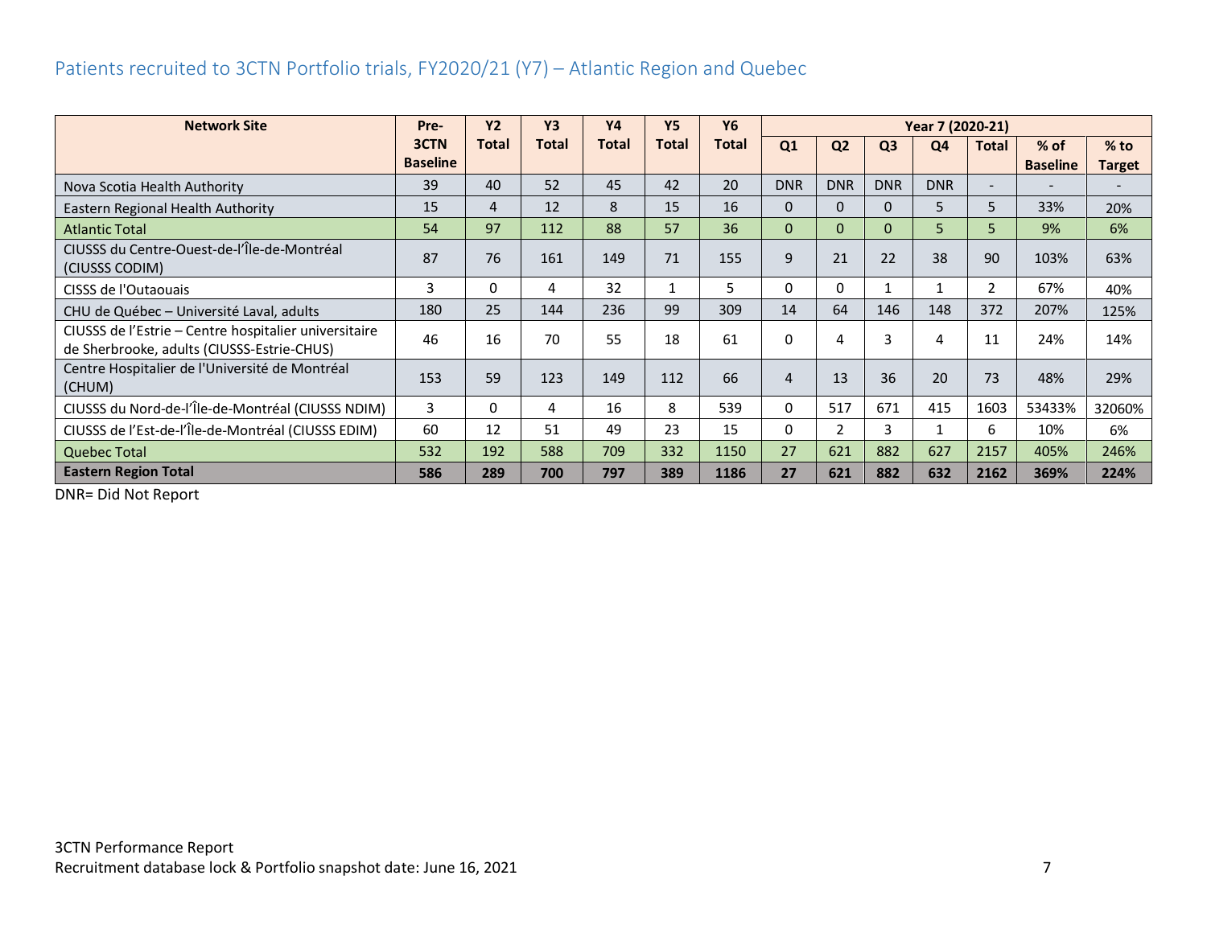## Patients recruited to 3CTN Portfolio trials, FY2020/21 (Y7) – Atlantic Region and Quebec

| Network Site | Pre-3CTN Baseline | Y2 Total | Y3 Total | Y4 Total | Y5 Total | Y6 Total | Year 7 (2020-21) | | | | | | |
|---|---|---|---|---|---|---|---|---|---|---|---|---|---|
| | | | | | | | Q1 | Q2 | Q3 | Q4 | Total | % of Baseline | % to Target |
| Nova Scotia Health Authority | 39 | 40 | 52 | 45 | 42 | 20 | DNR | DNR | DNR | DNR | - | - | - |
| Eastern Regional Health Authority | 15 | 4 | 12 | 8 | 15 | 16 | 0 | 0 | 0 | 5 | 5 | 33% | 20% |
| Atlantic Total | 54 | 97 | 112 | 88 | 57 | 36 | 0 | 0 | 0 | 5 | 5 | 9% | 6% |
| CIUSSS du Centre-Ouest-de-l'Île-de-Montréal (CIUSSS CODIM) | 87 | 76 | 161 | 149 | 71 | 155 | 9 | 21 | 22 | 38 | 90 | 103% | 63% |
| CISSS de l'Outaouais | 3 | 0 | 4 | 32 | 1 | 5 | 0 | 0 | 1 | 1 | 2 | 67% | 40% |
| CHU de Québec – Université Laval, adults | 180 | 25 | 144 | 236 | 99 | 309 | 14 | 64 | 146 | 148 | 372 | 207% | 125% |
| CIUSSS de l'Estrie – Centre hospitalier universitaire de Sherbrooke, adults (CIUSSS-Estrie-CHUS) | 46 | 16 | 70 | 55 | 18 | 61 | 0 | 4 | 3 | 4 | 11 | 24% | 14% |
| Centre Hospitalier de l'Université de Montréal (CHUM) | 153 | 59 | 123 | 149 | 112 | 66 | 4 | 13 | 36 | 20 | 73 | 48% | 29% |
| CIUSSS du Nord-de-l'Île-de-Montréal (CIUSSS NDIM) | 3 | 0 | 4 | 16 | 8 | 539 | 0 | 517 | 671 | 415 | 1603 | 53433% | 32060% |
| CIUSSS de l'Est-de-l'Île-de-Montréal (CIUSSS EDIM) | 60 | 12 | 51 | 49 | 23 | 15 | 0 | 2 | 3 | 1 | 6 | 10% | 6% |
| Quebec Total | 532 | 192 | 588 | 709 | 332 | 1150 | 27 | 621 | 882 | 627 | 2157 | 405% | 246% |
| **Eastern Region Total** | **586** | **289** | **700** | **797** | **389** | **1186** | **27** | **621** | **882** | **632** | **2162** | **369%** | **224%** |

DNR= Did Not Report

3CTN Performance Report
Recruitment database lock & Portfolio snapshot date: June 16, 2021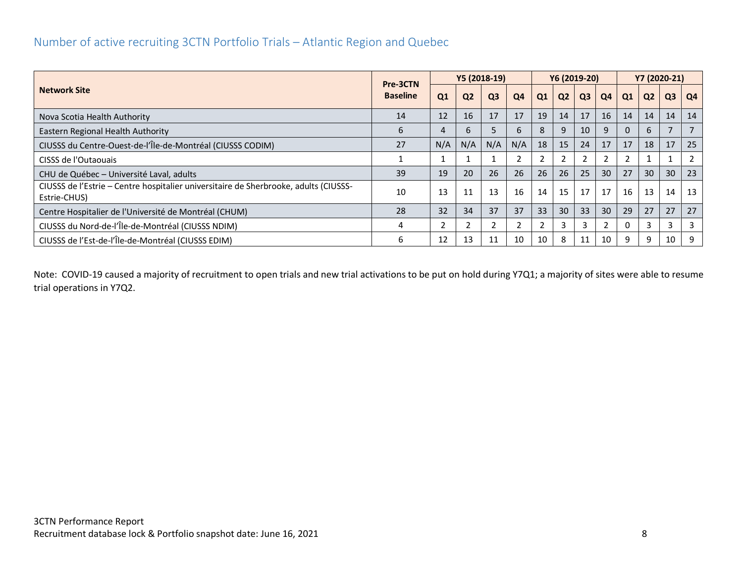## Number of active recruiting 3CTN Portfolio Trials – Atlantic Region and Quebec

| Network Site | Pre-3CTN Baseline | Y5 (2018-19) | | | | Y6 (2019-20) | | | | Y7 (2020-21) | | | |
|---|---|---|---|---|---|---|---|---|---|---|---|---|---|
| | | Q1 | Q2 | Q3 | Q4 | Q1 | Q2 | Q3 | Q4 | Q1 | Q2 | Q3 | Q4 |
| Nova Scotia Health Authority | 14 | 12 | 16 | 17 | 17 | 19 | 14 | 17 | 16 | 14 | 14 | 14 | 14 |
| Eastern Regional Health Authority | 6 | 4 | 6 | 5 | 6 | 8 | 9 | 10 | 9 | 0 | 6 | 7 | 7 |
| CIUSSS du Centre-Ouest-de-l'Île-de-Montréal (CIUSSS CODIM) | 27 | N/A | N/A | N/A | N/A | 18 | 15 | 24 | 17 | 17 | 18 | 17 | 25 |
| CISSS de l'Outaouais | 1 | 1 | 1 | 1 | 2 | 2 | 2 | 2 | 2 | 2 | 1 | 1 | 2 |
| CHU de Québec – Université Laval, adults | 39 | 19 | 20 | 26 | 26 | 26 | 26 | 25 | 30 | 27 | 30 | 30 | 23 |
| CIUSSS de l'Estrie – Centre hospitalier universitaire de Sherbrooke, adults (CIUSSS-Estrie-CHUS) | 10 | 13 | 11 | 13 | 16 | 14 | 15 | 17 | 17 | 16 | 13 | 14 | 13 |
| Centre Hospitalier de l'Université de Montréal (CHUM) | 28 | 32 | 34 | 37 | 37 | 33 | 30 | 33 | 30 | 29 | 27 | 27 | 27 |
| CIUSSS du Nord-de-l'Île-de-Montréal (CIUSSS NDIM) | 4 | 2 | 2 | 2 | 2 | 2 | 3 | 3 | 2 | 0 | 3 | 3 | 3 |
| CIUSSS de l'Est-de-l'Île-de-Montréal (CIUSSS EDIM) | 6 | 12 | 13 | 11 | 10 | 10 | 8 | 11 | 10 | 9 | 9 | 10 | 9 |

Note: COVID-19 caused a majority of recruitment to open trials and new trial activations to be put on hold during Y7Q1; a majority of sites were able to resume trial operations in Y7Q2.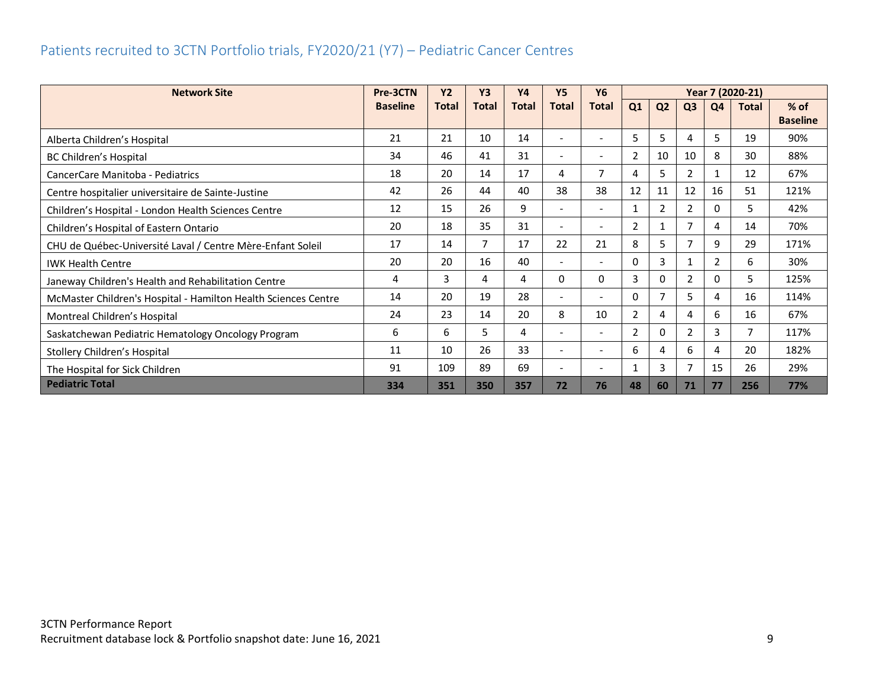## Patients recruited to 3CTN Portfolio trials, FY2020/21 (Y7) – Pediatric Cancer Centres

| Network Site | Pre-3CTN Baseline | Y2 Total | Y3 Total | Y4 Total | Y5 Total | Y6 Total | Year 7 (2020-21) | | | | | |
|---|---|---|---|---|---|---|---|---|---|---|---|---|
| | | | | | | | Q1 | Q2 | Q3 | Q4 | Total | % of Baseline |
| Alberta Children's Hospital | 21 | 21 | 10 | 14 | - | - | 5 | 5 | 4 | 5 | 19 | 90% |
| BC Children's Hospital | 34 | 46 | 41 | 31 | - | - | 2 | 10 | 10 | 8 | 30 | 88% |
| CancerCare Manitoba - Pediatrics | 18 | 20 | 14 | 17 | 4 | 7 | 4 | 5 | 2 | 1 | 12 | 67% |
| Centre hospitalier universitaire de Sainte-Justine | 42 | 26 | 44 | 40 | 38 | 38 | 12 | 11 | 12 | 16 | 51 | 121% |
| Children's Hospital - London Health Sciences Centre | 12 | 15 | 26 | 9 | - | - | 1 | 2 | 2 | 0 | 5 | 42% |
| Children's Hospital of Eastern Ontario | 20 | 18 | 35 | 31 | - | - | 2 | 1 | 7 | 4 | 14 | 70% |
| CHU de Québec-Université Laval / Centre Mère-Enfant Soleil | 17 | 14 | 7 | 17 | 22 | 21 | 8 | 5 | 7 | 9 | 29 | 171% |
| IWK Health Centre | 20 | 20 | 16 | 40 | - | - | 0 | 3 | 1 | 2 | 6 | 30% |
| Janeway Children's Health and Rehabilitation Centre | 4 | 3 | 4 | 4 | 0 | 0 | 3 | 0 | 2 | 0 | 5 | 125% |
| McMaster Children's Hospital - Hamilton Health Sciences Centre | 14 | 20 | 19 | 28 | - | - | 0 | 7 | 5 | 4 | 16 | 114% |
| Montreal Children's Hospital | 24 | 23 | 14 | 20 | 8 | 10 | 2 | 4 | 4 | 6 | 16 | 67% |
| Saskatchewan Pediatric Hematology Oncology Program | 6 | 6 | 5 | 4 | - | - | 2 | 0 | 2 | 3 | 7 | 117% |
| Stollery Children's Hospital | 11 | 10 | 26 | 33 | - | - | 6 | 4 | 6 | 4 | 20 | 182% |
| The Hospital for Sick Children | 91 | 109 | 89 | 69 | - | - | 1 | 3 | 7 | 15 | 26 | 29% |
| **Pediatric Total** | **334** | **351** | **350** | **357** | **72** | **76** | **48** | **60** | **71** | **77** | **256** | **77%** |

3CTN Performance Report
Recruitment database lock & Portfolio snapshot date: June 16, 2021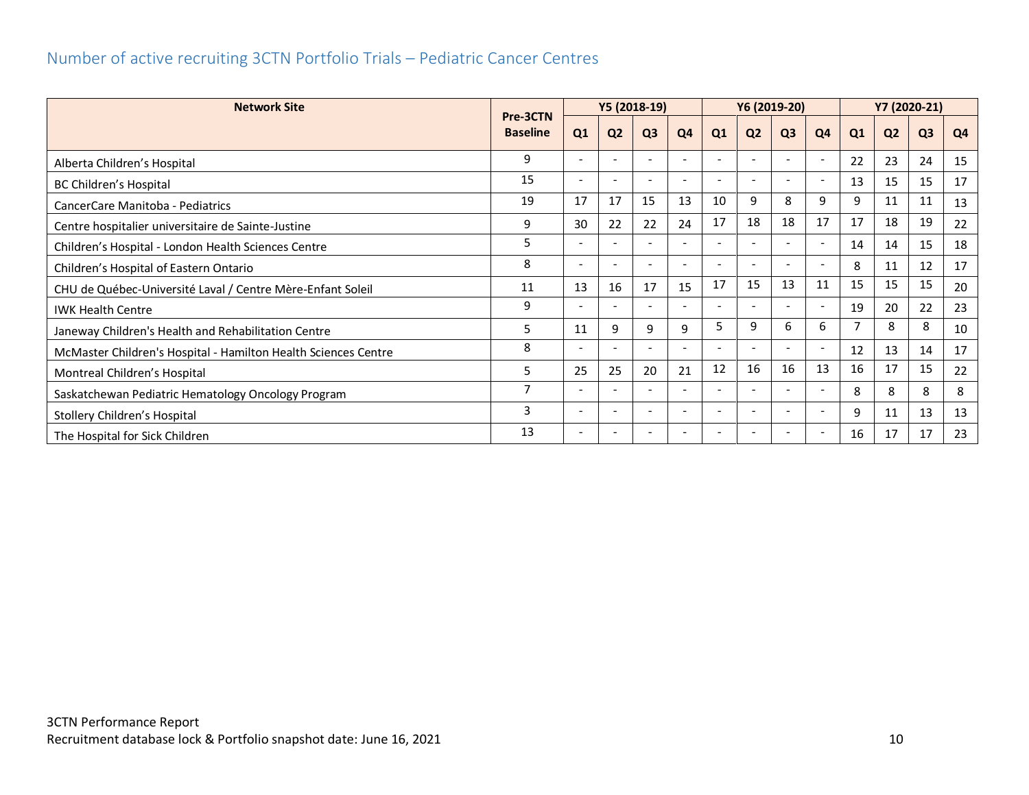## Number of active recruiting 3CTN Portfolio Trials – Pediatric Cancer Centres

| Network Site | Pre-3CTN Baseline | Y5 (2018-19) | | | | Y6 (2019-20) | | | | Y7 (2020-21) | | | |
|---|---|---|---|---|---|---|---|---|---|---|---|---|---|
| | | Q1 | Q2 | Q3 | Q4 | Q1 | Q2 | Q3 | Q4 | Q1 | Q2 | Q3 | Q4 |
| Alberta Children's Hospital | 9 | - | - | - | - | - | - | - | - | 22 | 23 | 24 | 15 |
| BC Children's Hospital | 15 | - | - | - | - | - | - | - | - | 13 | 15 | 15 | 17 |
| CancerCare Manitoba - Pediatrics | 19 | 17 | 17 | 15 | 13 | 10 | 9 | 8 | 9 | 9 | 11 | 11 | 13 |
| Centre hospitalier universitaire de Sainte-Justine | 9 | 30 | 22 | 22 | 24 | 17 | 18 | 18 | 17 | 17 | 18 | 19 | 22 |
| Children's Hospital - London Health Sciences Centre | 5 | - | - | - | - | - | - | - | - | 14 | 14 | 15 | 18 |
| Children's Hospital of Eastern Ontario | 8 | - | - | - | - | - | - | - | - | 8 | 11 | 12 | 17 |
| CHU de Québec-Université Laval / Centre Mère-Enfant Soleil | 11 | 13 | 16 | 17 | 15 | 17 | 15 | 13 | 11 | 15 | 15 | 15 | 20 |
| IWK Health Centre | 9 | - | - | - | - | - | - | - | - | 19 | 20 | 22 | 23 |
| Janeway Children's Health and Rehabilitation Centre | 5 | 11 | 9 | 9 | 9 | 5 | 9 | 6 | 6 | 7 | 8 | 8 | 10 |
| McMaster Children's Hospital - Hamilton Health Sciences Centre | 8 | - | - | - | - | - | - | - | - | 12 | 13 | 14 | 17 |
| Montreal Children's Hospital | 5 | 25 | 25 | 20 | 21 | 12 | 16 | 16 | 13 | 16 | 17 | 15 | 22 |
| Saskatchewan Pediatric Hematology Oncology Program | 7 | - | - | - | - | - | - | - | - | 8 | 8 | 8 | 8 |
| Stollery Children's Hospital | 3 | - | - | - | - | - | - | - | - | 9 | 11 | 13 | 13 |
| The Hospital for Sick Children | 13 | - | - | - | - | - | - | - | - | 16 | 17 | 17 | 23 |

3CTN Performance Report
Recruitment database lock & Portfolio snapshot date: June 16, 2021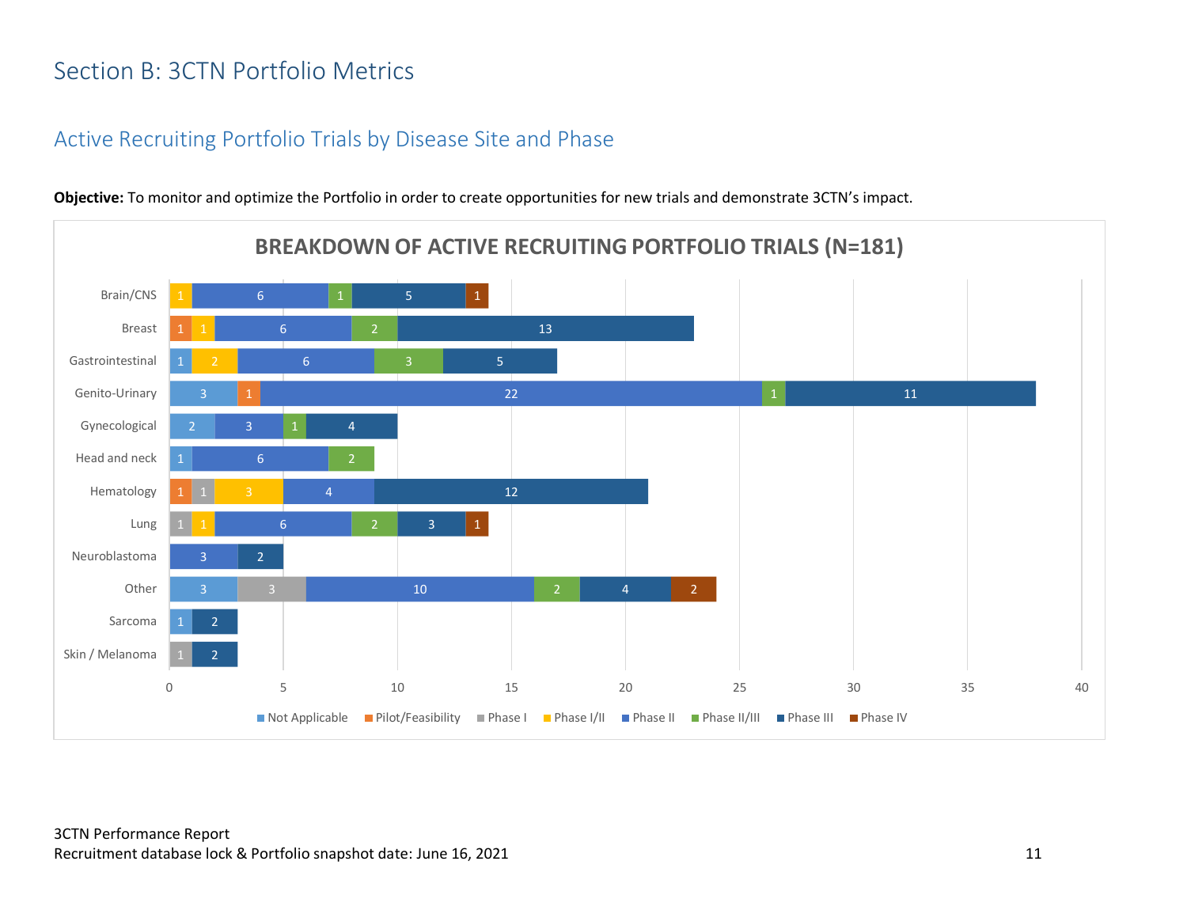# Section B: 3CTN Portfolio Metrics

## Active Recruiting Portfolio Trials by Disease Site and Phase

**Objective:** To monitor and optimize the Portfolio in order to create opportunities for new trials and demonstrate 3CTN's impact.

### BREAKDOWN OF ACTIVE RECRUITING PORTFOLIO TRIALS (N=181)

| Disease Site | Not Applicable | Pilot/Feasibility | Phase I | Phase I/II | Phase II | Phase II/III | Phase III | Phase IV |
|---|---|---|---|---|---|---|---|---|
| Brain/CNS | | | | 1 | 6 | 1 | 5 | 1 |
| Breast | | 1 | | 1 | 6 | 2 | 13 | |
| Gastrointestinal | 1 | | | 2 | 6 | 3 | 5 | |
| Genito-Urinary | 3 | 1 | | | 22 | 1 | 11 | |
| Gynecological | 2 | | | | 3 | 1 | 4 | |
| Head and neck | 1 | | | | 6 | 2 | | |
| Hematology | | 1 | 1 | 3 | 4 | | 12 | |
| Lung | | | 1 | 1 | 6 | 2 | 3 | 1 |
| Neuroblastoma | | | | | 3 | | 2 | |
| Other | 3 | | 3 | | 10 | 2 | 4 | 2 |
| Sarcoma | 1 | | | | | | 2 | |
| Skin / Melanoma | | | 1 | | | | 2 | |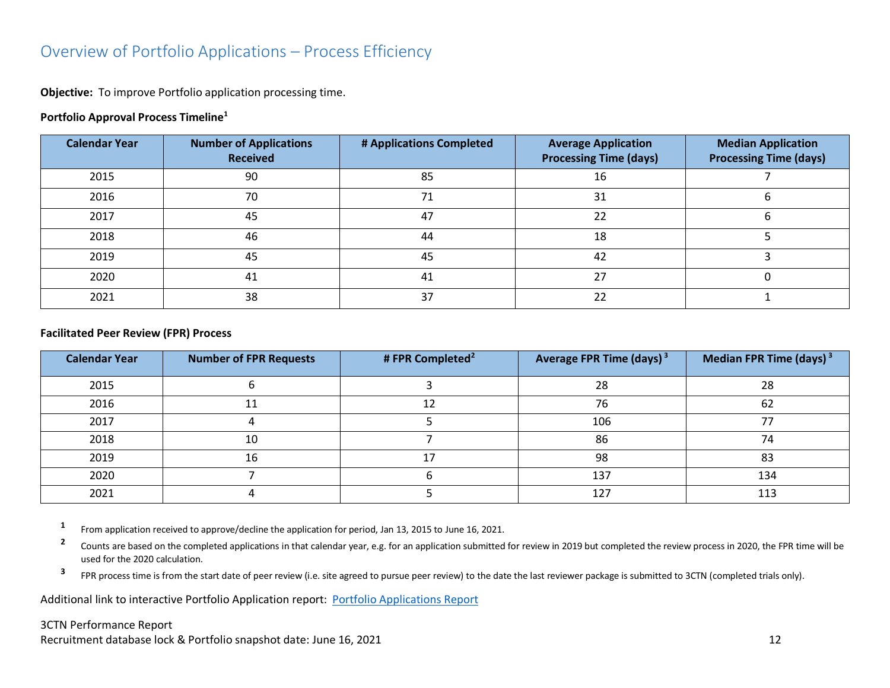## Overview of Portfolio Applications – Process Efficiency

**Objective:** To improve Portfolio application processing time.

**Portfolio Approval Process Timeline[1]**

| Calendar Year | Number of Applications Received | # Applications Completed | Average Application Processing Time (days) | Median Application Processing Time (days) |
|---|---|---|---|---|
| 2015 | 90 | 85 | 16 | 7 |
| 2016 | 70 | 71 | 31 | 6 |
| 2017 | 45 | 47 | 22 | 6 |
| 2018 | 46 | 44 | 18 | 5 |
| 2019 | 45 | 45 | 42 | 3 |
| 2020 | 41 | 41 | 27 | 0 |
| 2021 | 38 | 37 | 22 | 1 |

**Facilitated Peer Review (FPR) Process**

| Calendar Year | Number of FPR Requests | # FPR Completed[2] | Average FPR Time (days) [3] | Median FPR Time (days) [3] |
|---|---|---|---|---|
| 2015 | 6 | 3 | 28 | 28 |
| 2016 | 11 | 12 | 76 | 62 |
| 2017 | 4 | 5 | 106 | 77 |
| 2018 | 10 | 7 | 86 | 74 |
| 2019 | 16 | 17 | 98 | 83 |
| 2020 | 7 | 6 | 137 | 134 |
| 2021 | 4 | 5 | 127 | 113 |

[1] From application received to approve/decline the application for period, Jan 13, 2015 to June 16, 2021.

[2] Counts are based on the completed applications in that calendar year, e.g. for an application submitted for review in 2019 but completed the review process in 2020, the FPR time will be used for the 2020 calculation.

[3] FPR process time is from the start date of peer review (i.e. site agreed to pursue peer review) to the date the last reviewer package is submitted to 3CTN (completed trials only).

Additional link to interactive Portfolio Application report: [Portfolio Applications Report]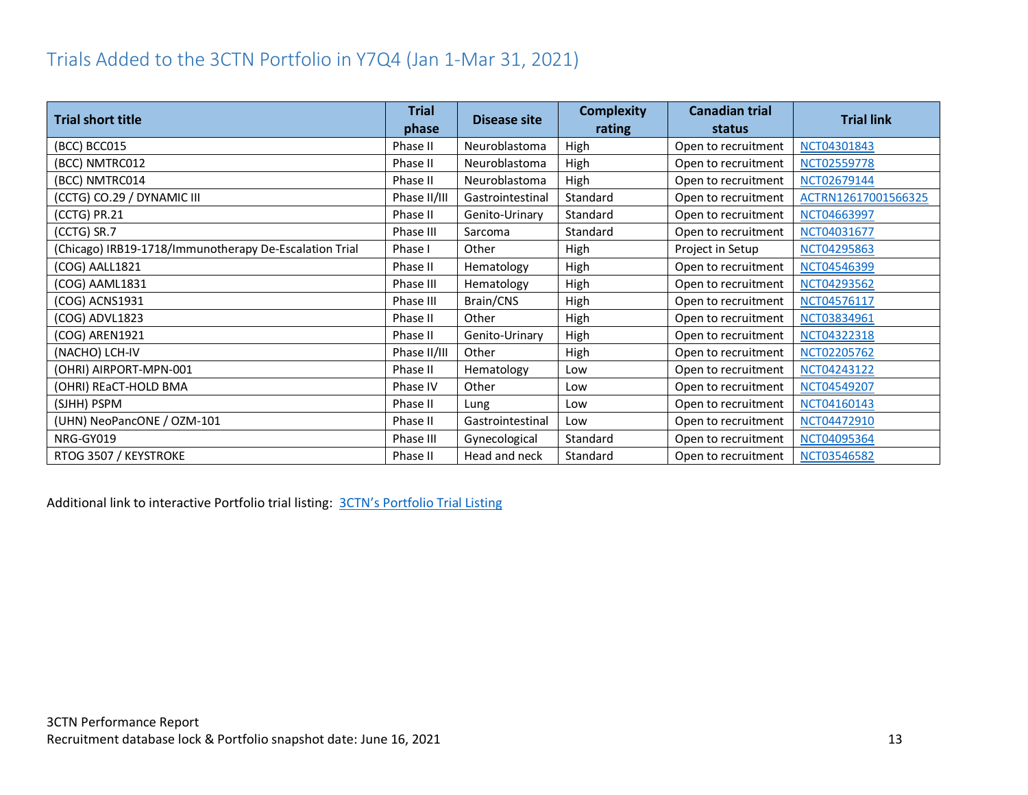## Trials Added to the 3CTN Portfolio in Y7Q4 (Jan 1-Mar 31, 2021)

| Trial short title | Trial phase | Disease site | Complexity rating | Canadian trial status | Trial link |
|---|---|---|---|---|---|
| (BCC) BCC015 | Phase II | Neuroblastoma | High | Open to recruitment | NCT04301843 |
| (BCC) NMTRC012 | Phase II | Neuroblastoma | High | Open to recruitment | NCT02559778 |
| (BCC) NMTRC014 | Phase II | Neuroblastoma | High | Open to recruitment | NCT02679144 |
| (CCTG) CO.29 / DYNAMIC III | Phase II/III | Gastrointestinal | Standard | Open to recruitment | ACTRN12617001566325 |
| (CCTG) PR.21 | Phase II | Genito-Urinary | Standard | Open to recruitment | NCT04663997 |
| (CCTG) SR.7 | Phase III | Sarcoma | Standard | Open to recruitment | NCT04031677 |
| (Chicago) IRB19-1718/Immunotherapy De-Escalation Trial | Phase I | Other | High | Project in Setup | NCT04295863 |
| (COG) AALL1821 | Phase II | Hematology | High | Open to recruitment | NCT04546399 |
| (COG) AAML1831 | Phase III | Hematology | High | Open to recruitment | NCT04293562 |
| (COG) ACNS1931 | Phase III | Brain/CNS | High | Open to recruitment | NCT04576117 |
| (COG) ADVL1823 | Phase II | Other | High | Open to recruitment | NCT03834961 |
| (COG) AREN1921 | Phase II | Genito-Urinary | High | Open to recruitment | NCT04322318 |
| (NACHO) LCH-IV | Phase II/III | Other | High | Open to recruitment | NCT02205762 |
| (OHRI) AIRPORT-MPN-001 | Phase II | Hematology | Low | Open to recruitment | NCT04243122 |
| (OHRI) REaCT-HOLD BMA | Phase IV | Other | Low | Open to recruitment | NCT04549207 |
| (SJHH) PSPM | Phase II | Lung | Low | Open to recruitment | NCT04160143 |
| (UHN) NeoPancONE / OZM-101 | Phase II | Gastrointestinal | Low | Open to recruitment | NCT04472910 |
| NRG-GY019 | Phase III | Gynecological | Standard | Open to recruitment | NCT04095364 |
| RTOG 3507 / KEYSTROKE | Phase II | Head and neck | Standard | Open to recruitment | NCT03546582 |

Additional link to interactive Portfolio trial listing: 3CTN's Portfolio Trial Listing

3CTN Performance Report
Recruitment database lock & Portfolio snapshot date: June 16, 2021